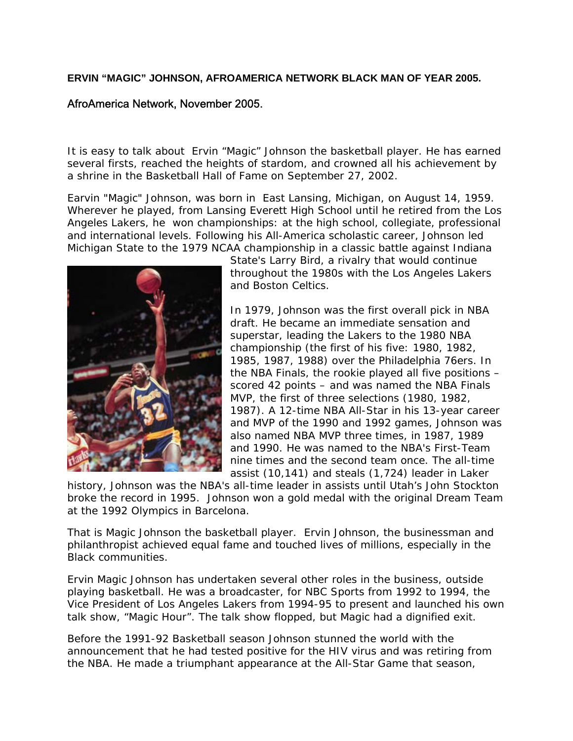**ERVIN "MAGIC" JOHNSON, AFROAMERICA NETWORK BLACK MAN OF YEAR 2005.**

AfroAmerica Network, November 2005.

It is easy to talk about Ervin "Magic" Johnson the basketball player. He has earned several firsts, reached the heights of stardom, and crowned all his achievement by a shrine in the Basketball Hall of Fame on September 27, 2002.

Earvin "Magic" Johnson, was born in East Lansing, Michigan, on August 14, 1959. Wherever he played, from Lansing Everett High School until he retired from the Los Angeles Lakers, he won championships: at the high school, collegiate, professional and international levels. Following his All-America scholastic career, Johnson led Michigan State to the 1979 NCAA championship in a classic battle against Indiana State's Larry Bird, a rivalry that would continue throughout the 1980s with the Los Angeles Lakers and Boston Celtics.

In 1979, Johnson was the first overall pick in NBA draft. He became an immediate sensation and superstar, leading the Lakers to the 1980 NBA championship (the first of his five: 1980, 1982, 1985, 1987, 1988) over the Philadelphia 76ers. In the NBA Finals, the rookie played all five positions – scored 42 points – and was named the NBA Finals MVP, the first of three selections (1980, 1982, 1987). A 12-time NBA All-Star in his 13-year career and MVP of the 1990 and 1992 games, Johnson was also named NBA MVP three times, in 1987, 1989 and 1990. He was named to the NBA's First-Team nine times and the second team once. The all-time assist (10,141) and steals (1,724) leader in Laker history, Johnson was the NBA's all-time leader in assists until Utah's John Stockton broke the record in 1995. Johnson won a gold medal with the original Dream Team at the 1992 Olympics in Barcelona.

That is Magic Johnson the basketball player. Ervin Johnson, the businessman and philanthropist achieved equal fame and touched lives of millions, especially in the Black communities.

Ervin Magic Johnson has undertaken several other roles in the business, outside playing basketball. He was a broadcaster, for NBC Sports from 1992 to 1994, the Vice President of Los Angeles Lakers from 1994-95 to present and launched his own talk show, "Magic Hour". The talk show flopped, but Magic had a dignified exit.

Before the 1991-92 Basketball season Johnson stunned the world with the announcement that he had tested positive for the HIV virus and was retiring from the NBA. He made a triumphant appearance at the All-Star Game that season,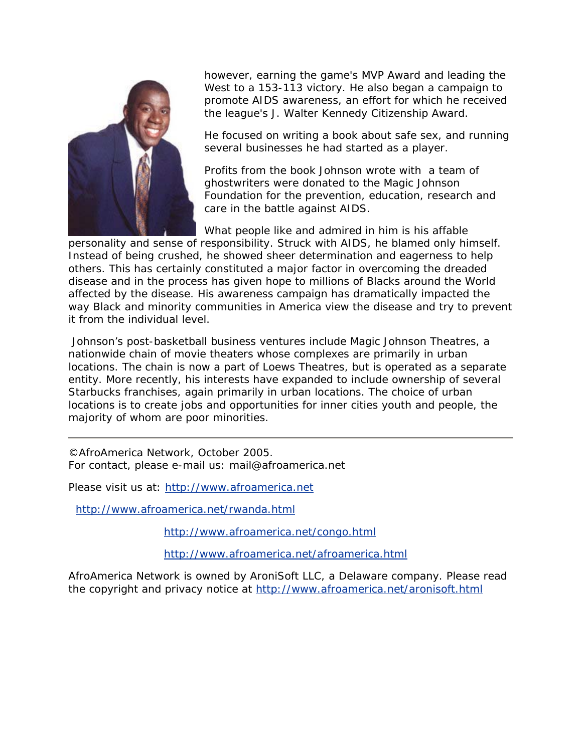however, earning the game's MVP Award and leading the West to a 153-113 victory. He also began a campaign to promote AIDS awareness, an effort for which he received the league's J. Walter Kennedy Citizenship Award.

He focused on writing a book about safe sex, and running several businesses he had started as a player.

Profits from the book Johnson wrote with a team of ghostwriters were donated to the Magic Johnson Foundation for the prevention, education, research and care in the battle against AIDS.

What people like and admired in him is his affable personality and sense of responsibility. Struck with AIDS, he blamed only himself. Instead of being crushed, he showed sheer determination and eagerness to help others. This has certainly constituted a major factor in overcoming the dreaded disease and in the process has given hope to millions of Blacks around the World affected by the disease. His awareness campaign has dramatically impacted the way Black and minority communities in America view the disease and try to prevent it from the individual level.

Johnson's post-basketball business ventures include Magic Johnson Theatres, a nationwide chain of movie theaters whose complexes are primarily in urban locations. The chain is now a part of Loews Theatres, but is operated as a separate entity. More recently, his interests have expanded to include ownership of several Starbucks franchises, again primarily in urban locations. The choice of urban locations is to create jobs and opportunities for inner cities youth and people, the majority of whom are poor minorities.

---

©AfroAmerica Network, October 2005.
For contact, please e-mail us: mail@afroamerica.net

Please visit us at: http://www.afroamerica.net

http://www.afroamerica.net/rwanda.html

http://www.afroamerica.net/congo.html

http://www.afroamerica.net/afroamerica.html

AfroAmerica Network is owned by AroniSoft LLC, a Delaware company. Please read the copyright and privacy notice at http://www.afroamerica.net/aronisoft.html